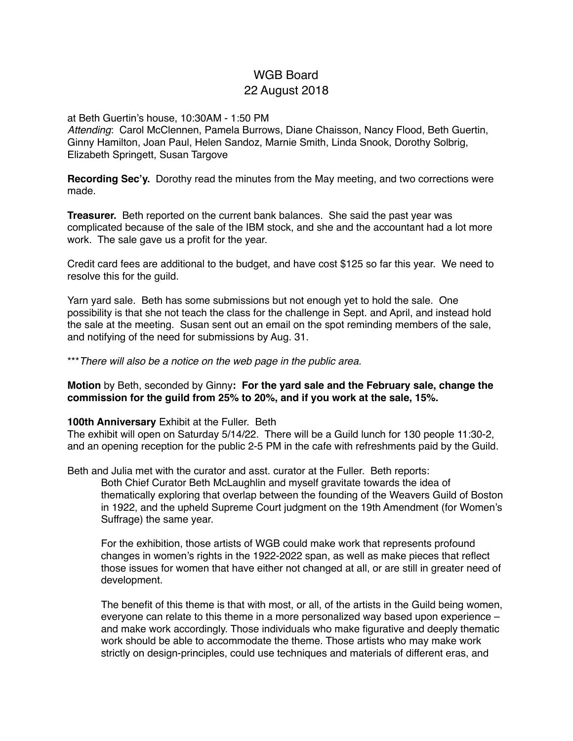# WGB Board
## 22 August 2018

at Beth Guertin's house, 10:30AM - 1:50 PM
*Attending*: Carol McClennen, Pamela Burrows, Diane Chaisson, Nancy Flood, Beth Guertin, Ginny Hamilton, Joan Paul, Helen Sandoz, Marnie Smith, Linda Snook, Dorothy Solbrig, Elizabeth Springett, Susan Targove

**Recording Sec'y.** Dorothy read the minutes from the May meeting, and two corrections were made.

**Treasurer.** Beth reported on the current bank balances. She said the past year was complicated because of the sale of the IBM stock, and she and the accountant had a lot more work. The sale gave us a profit for the year.

Credit card fees are additional to the budget, and have cost $125 so far this year. We need to resolve this for the guild.

Yarn yard sale. Beth has some submissions but not enough yet to hold the sale. One possibility is that she not teach the class for the challenge in Sept. and April, and instead hold the sale at the meeting. Susan sent out an email on the spot reminding members of the sale, and notifying of the need for submissions by Aug. 31.

****There will also be a notice on the web page in the public area.*

**Motion** by Beth, seconded by Ginny**: For the yard sale and the February sale, change the commission for the guild from 25% to 20%, and if you work at the sale, 15%.**

**100th Anniversary** Exhibit at the Fuller. Beth
The exhibit will open on Saturday 5/14/22. There will be a Guild lunch for 130 people 11:30-2, and an opening reception for the public 2-5 PM in the cafe with refreshments paid by the Guild.

Beth and Julia met with the curator and asst. curator at the Fuller. Beth reports:

> Both Chief Curator Beth McLaughlin and myself gravitate towards the idea of thematically exploring that overlap between the founding of the Weavers Guild of Boston in 1922, and the upheld Supreme Court judgment on the 19th Amendment (for Women's Suffrage) the same year.
>
> For the exhibition, those artists of WGB could make work that represents profound changes in women's rights in the 1922-2022 span, as well as make pieces that reflect those issues for women that have either not changed at all, or are still in greater need of development.
>
> The benefit of this theme is that with most, or all, of the artists in the Guild being women, everyone can relate to this theme in a more personalized way based upon experience – and make work accordingly. Those individuals who make figurative and deeply thematic work should be able to accommodate the theme. Those artists who may make work strictly on design-principles, could use techniques and materials of different eras, and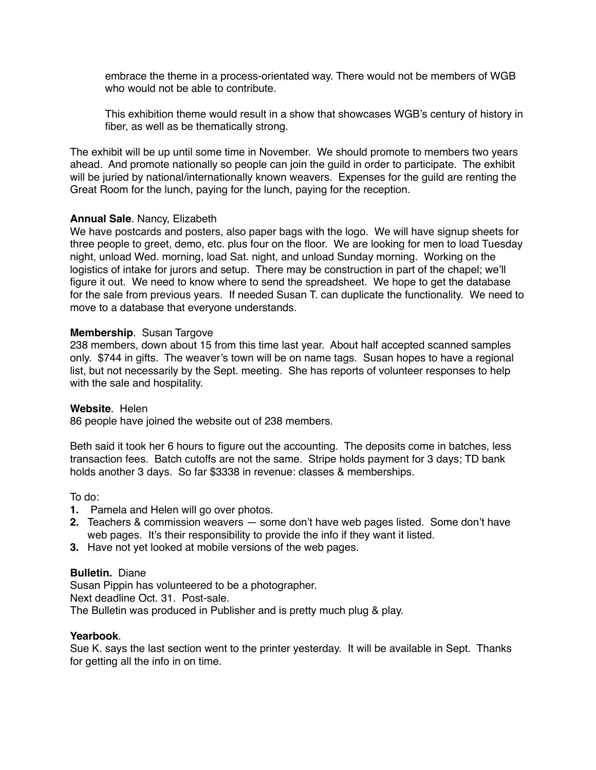embrace the theme in a process-orientated way. There would not be members of WGB who would not be able to contribute.

This exhibition theme would result in a show that showcases WGB's century of history in fiber, as well as be thematically strong.

The exhibit will be up until some time in November. We should promote to members two years ahead. And promote nationally so people can join the guild in order to participate. The exhibit will be juried by national/internationally known weavers. Expenses for the guild are renting the Great Room for the lunch, paying for the lunch, paying for the reception.

**Annual Sale**. Nancy, Elizabeth
We have postcards and posters, also paper bags with the logo. We will have signup sheets for three people to greet, demo, etc. plus four on the floor. We are looking for men to load Tuesday night, unload Wed. morning, load Sat. night, and unload Sunday morning. Working on the logistics of intake for jurors and setup. There may be construction in part of the chapel; we'll figure it out. We need to know where to send the spreadsheet. We hope to get the database for the sale from previous years. If needed Susan T. can duplicate the functionality. We need to move to a database that everyone understands.

**Membership**. Susan Targove
238 members, down about 15 from this time last year. About half accepted scanned samples only. $744 in gifts. The weaver's town will be on name tags. Susan hopes to have a regional list, but not necessarily by the Sept. meeting. She has reports of volunteer responses to help with the sale and hospitality.

**Website**. Helen
86 people have joined the website out of 238 members.

Beth said it took her 6 hours to figure out the accounting. The deposits come in batches, less transaction fees. Batch cutoffs are not the same. Stripe holds payment for 3 days; TD bank holds another 3 days. So far $3338 in revenue: classes & memberships.

To do:

1. Pamela and Helen will go over photos.
2. Teachers & commission weavers — some don't have web pages listed. Some don't have web pages. It's their responsibility to provide the info if they want it listed.
3. Have not yet looked at mobile versions of the web pages.

**Bulletin.** Diane
Susan Pippin has volunteered to be a photographer.
Next deadline Oct. 31. Post-sale.
The Bulletin was produced in Publisher and is pretty much plug & play.

**Yearbook**.
Sue K. says the last section went to the printer yesterday. It will be available in Sept. Thanks for getting all the info in on time.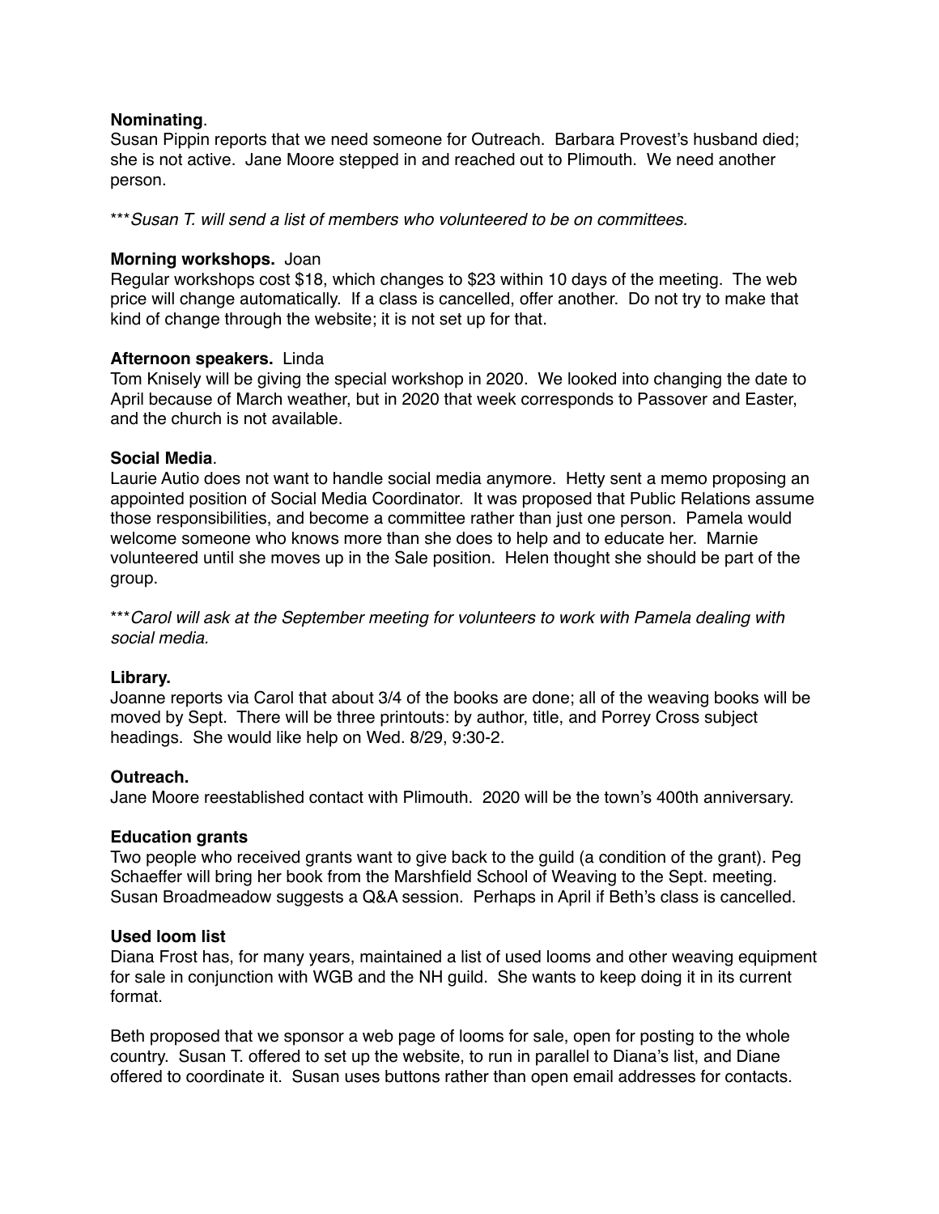**Nominating**.
Susan Pippin reports that we need someone for Outreach. Barbara Provest's husband died; she is not active. Jane Moore stepped in and reached out to Plimouth. We need another person.

****Susan T. will send a list of members who volunteered to be on committees.*

**Morning workshops.** Joan
Regular workshops cost $18, which changes to $23 within 10 days of the meeting. The web price will change automatically. If a class is cancelled, offer another. Do not try to make that kind of change through the website; it is not set up for that.

**Afternoon speakers.** Linda
Tom Knisely will be giving the special workshop in 2020. We looked into changing the date to April because of March weather, but in 2020 that week corresponds to Passover and Easter, and the church is not available.

**Social Media**.
Laurie Autio does not want to handle social media anymore. Hetty sent a memo proposing an appointed position of Social Media Coordinator. It was proposed that Public Relations assume those responsibilities, and become a committee rather than just one person. Pamela would welcome someone who knows more than she does to help and to educate her. Marnie volunteered until she moves up in the Sale position. Helen thought she should be part of the group.

****Carol will ask at the September meeting for volunteers to work with Pamela dealing with social media.*

**Library.**
Joanne reports via Carol that about 3/4 of the books are done; all of the weaving books will be moved by Sept. There will be three printouts: by author, title, and Porrey Cross subject headings. She would like help on Wed. 8/29, 9:30-2.

**Outreach.**
Jane Moore reestablished contact with Plimouth. 2020 will be the town's 400th anniversary.

**Education grants**
Two people who received grants want to give back to the guild (a condition of the grant). Peg Schaeffer will bring her book from the Marshfield School of Weaving to the Sept. meeting. Susan Broadmeadow suggests a Q&A session. Perhaps in April if Beth's class is cancelled.

**Used loom list**
Diana Frost has, for many years, maintained a list of used looms and other weaving equipment for sale in conjunction with WGB and the NH guild. She wants to keep doing it in its current format.

Beth proposed that we sponsor a web page of looms for sale, open for posting to the whole country. Susan T. offered to set up the website, to run in parallel to Diana's list, and Diane offered to coordinate it. Susan uses buttons rather than open email addresses for contacts.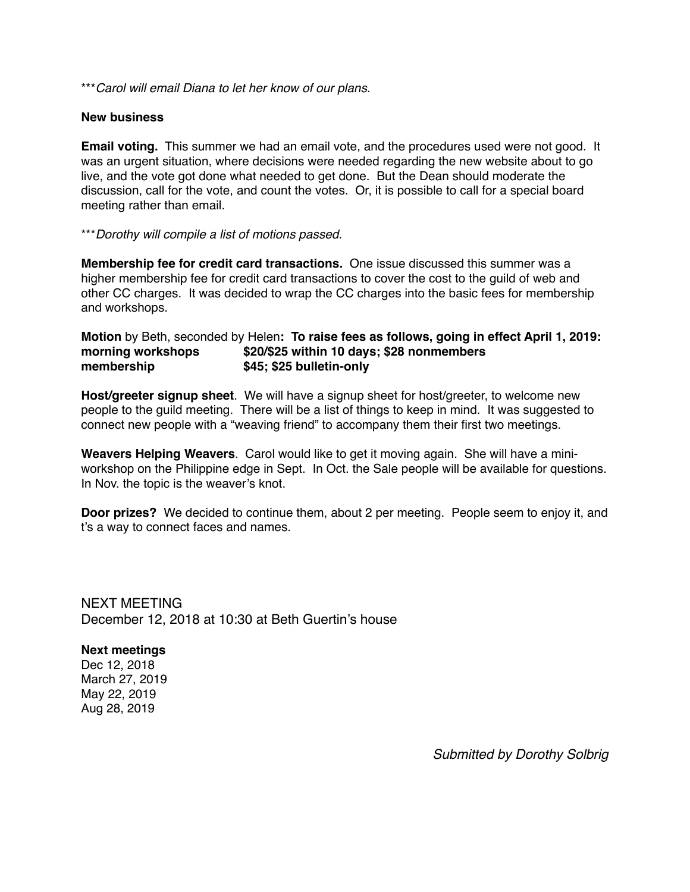\****Carol will email Diana to let her know of our plans.*

**New business**

**Email voting.** This summer we had an email vote, and the procedures used were not good. It was an urgent situation, where decisions were needed regarding the new website about to go live, and the vote got done what needed to get done. But the Dean should moderate the discussion, call for the vote, and count the votes. Or, it is possible to call for a special board meeting rather than email.

\****Dorothy will compile a list of motions passed.*

**Membership fee for credit card transactions.** One issue discussed this summer was a higher membership fee for credit card transactions to cover the cost to the guild of web and other CC charges. It was decided to wrap the CC charges into the basic fees for membership and workshops.

**Motion** by Beth, seconded by Helen**: To raise fees as follows, going in effect April 1, 2019:**

| | |
|---|---|
| **morning workshops** | **$20/$25 within 10 days; $28 nonmembers** |
| **membership** | **$45; $25 bulletin-only** |

**Host/greeter signup sheet**. We will have a signup sheet for host/greeter, to welcome new people to the guild meeting. There will be a list of things to keep in mind. It was suggested to connect new people with a "weaving friend" to accompany them their first two meetings.

**Weavers Helping Weavers**. Carol would like to get it moving again. She will have a mini-workshop on the Philippine edge in Sept. In Oct. the Sale people will be available for questions. In Nov. the topic is the weaver's knot.

**Door prizes?** We decided to continue them, about 2 per meeting. People seem to enjoy it, and t's a way to connect faces and names.

NEXT MEETING
December 12, 2018 at 10:30 at Beth Guertin's house

**Next meetings**
Dec 12, 2018
March 27, 2019
May 22, 2019
Aug 28, 2019

*Submitted by Dorothy Solbrig*